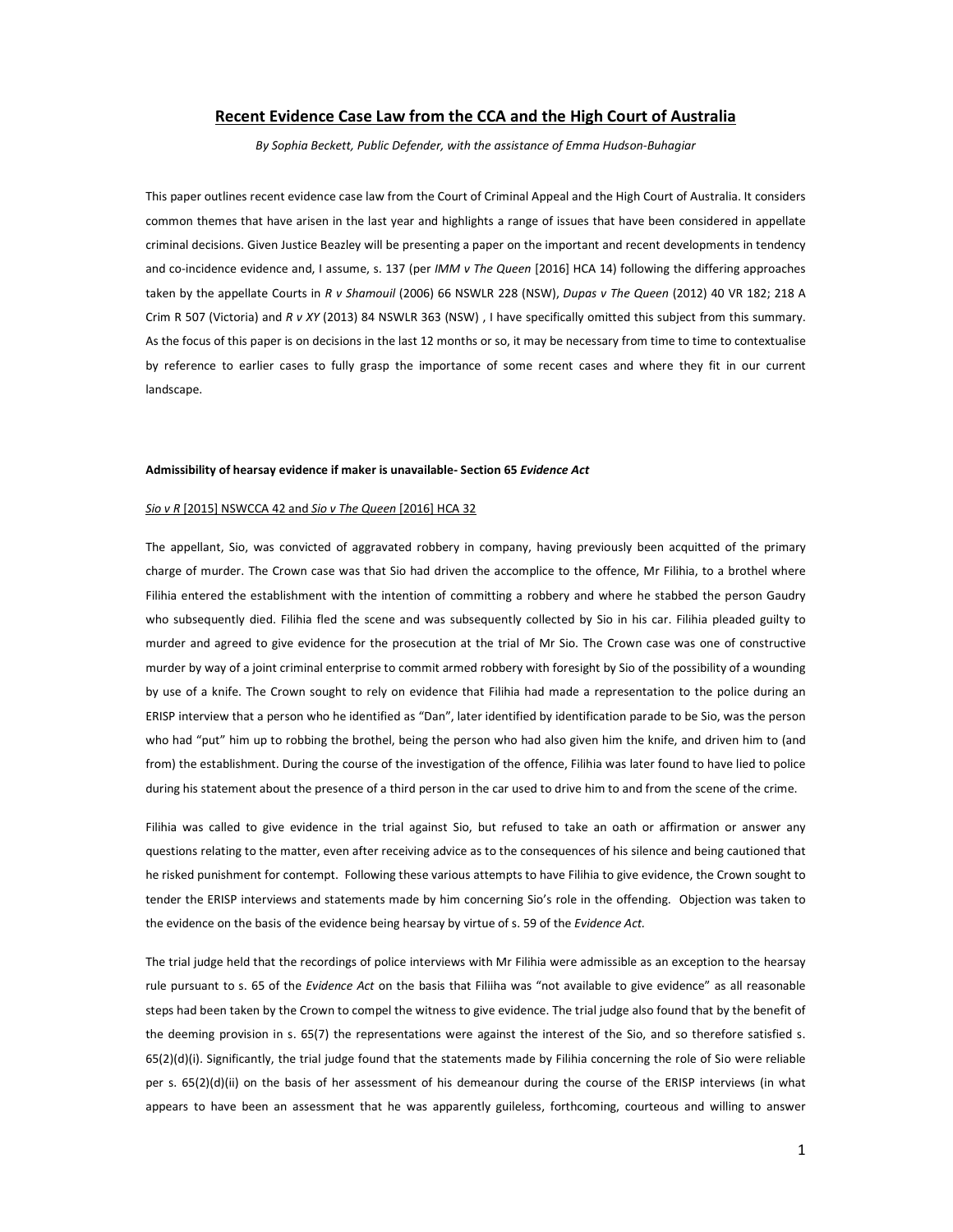# Recent Evidence Case Law from the CCA and the High Court of Australia

*By Sophia Beckett, Public Defender, with the assistance of Emma Hudson-Buhagiar*

This paper outlines recent evidence case law from the Court of Criminal Appeal and the High Court of Australia. It considers common themes that have arisen in the last year and highlights a range of issues that have been considered in appellate criminal decisions. Given Justice Beazley will be presenting a paper on the important and recent developments in tendency and co-incidence evidence and, I assume, s. 137 (per *IMM v The Queen* [2016] HCA 14) following the differing approaches taken by the appellate Courts in *R v Shamouil* (2006) 66 NSWLR 228 (NSW), *Dupas v The Queen* (2012) 40 VR 182; 218 A Crim R 507 (Victoria) and *R v XY* (2013) 84 NSWLR 363 (NSW) , I have specifically omitted this subject from this summary. As the focus of this paper is on decisions in the last 12 months or so, it may be necessary from time to time to contextualise by reference to earlier cases to fully grasp the importance of some recent cases and where they fit in our current landscape.

**Admissibility of hearsay evidence if maker is unavailable- Section 65 *Evidence Act***

*Sio v R* [2015] NSWCCA 42 and *Sio v The Queen* [2016] HCA 32

The appellant, Sio, was convicted of aggravated robbery in company, having previously been acquitted of the primary charge of murder. The Crown case was that Sio had driven the accomplice to the offence, Mr Filihia, to a brothel where Filihia entered the establishment with the intention of committing a robbery and where he stabbed the person Gaudry who subsequently died. Filihia fled the scene and was subsequently collected by Sio in his car. Filihia pleaded guilty to murder and agreed to give evidence for the prosecution at the trial of Mr Sio. The Crown case was one of constructive murder by way of a joint criminal enterprise to commit armed robbery with foresight by Sio of the possibility of a wounding by use of a knife. The Crown sought to rely on evidence that Filihia had made a representation to the police during an ERISP interview that a person who he identified as "Dan", later identified by identification parade to be Sio, was the person who had "put" him up to robbing the brothel, being the person who had also given him the knife, and driven him to (and from) the establishment. During the course of the investigation of the offence, Filihia was later found to have lied to police during his statement about the presence of a third person in the car used to drive him to and from the scene of the crime.

Filihia was called to give evidence in the trial against Sio, but refused to take an oath or affirmation or answer any questions relating to the matter, even after receiving advice as to the consequences of his silence and being cautioned that he risked punishment for contempt. Following these various attempts to have Filihia to give evidence, the Crown sought to tender the ERISP interviews and statements made by him concerning Sio's role in the offending. Objection was taken to the evidence on the basis of the evidence being hearsay by virtue of s. 59 of the *Evidence Act.*

The trial judge held that the recordings of police interviews with Mr Filihia were admissible as an exception to the hearsay rule pursuant to s. 65 of the *Evidence Act* on the basis that Filiiha was "not available to give evidence" as all reasonable steps had been taken by the Crown to compel the witness to give evidence. The trial judge also found that by the benefit of the deeming provision in s. 65(7) the representations were against the interest of the Sio, and so therefore satisfied s. 65(2)(d)(i). Significantly, the trial judge found that the statements made by Filihia concerning the role of Sio were reliable per s. 65(2)(d)(ii) on the basis of her assessment of his demeanour during the course of the ERISP interviews (in what appears to have been an assessment that he was apparently guileless, forthcoming, courteous and willing to answer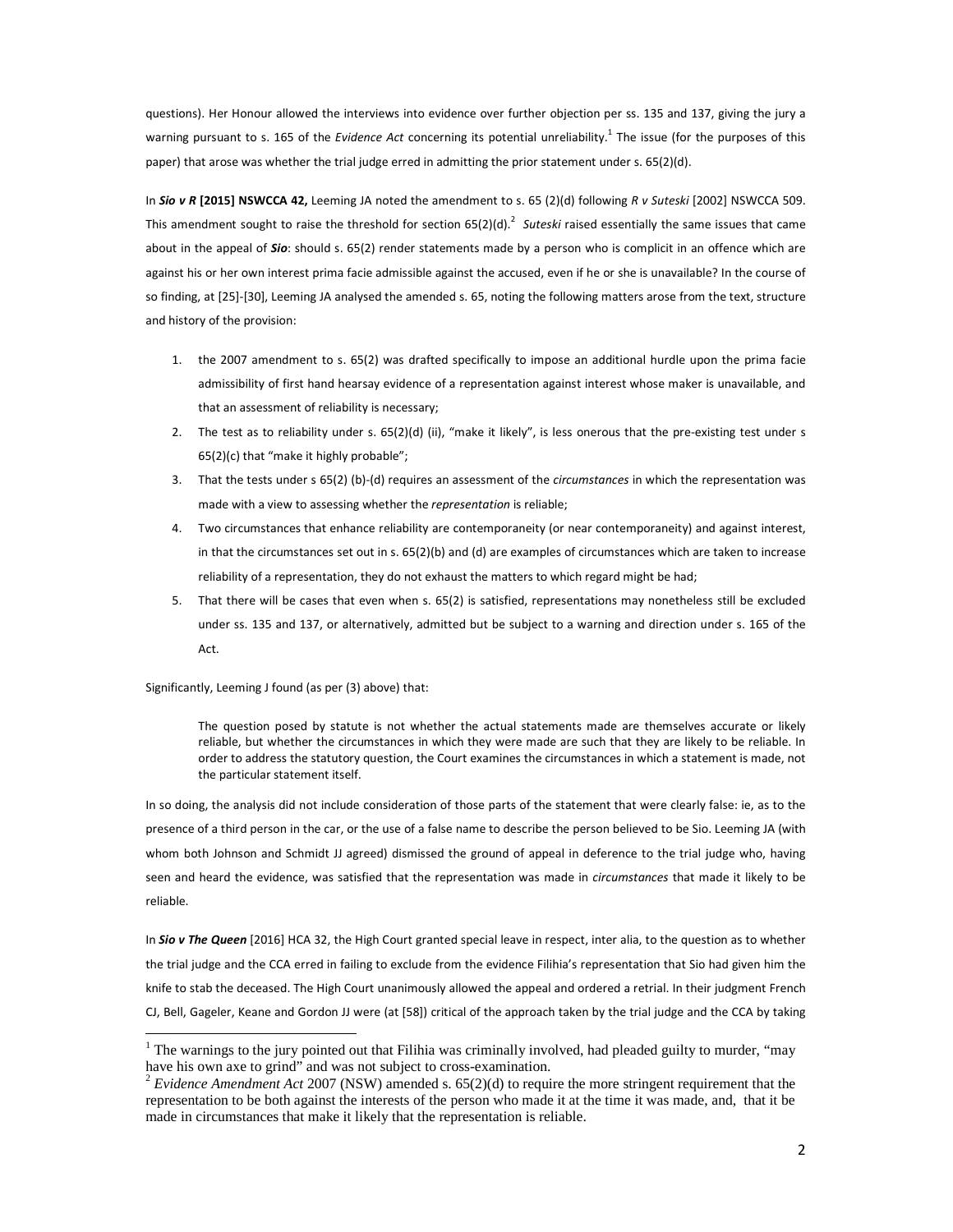questions). Her Honour allowed the interviews into evidence over further objection per ss. 135 and 137, giving the jury a warning pursuant to s. 165 of the *Evidence Act* concerning its potential unreliability.[1] The issue (for the purposes of this paper) that arose was whether the trial judge erred in admitting the prior statement under s. 65(2)(d).

In ***Sio v R* [2015] NSWCCA 42,** Leeming JA noted the amendment to s. 65 (2)(d) following *R v Suteski* [2002] NSWCCA 509. This amendment sought to raise the threshold for section 65(2)(d).[2] *Suteski* raised essentially the same issues that came about in the appeal of ***Sio***: should s. 65(2) render statements made by a person who is complicit in an offence which are against his or her own interest prima facie admissible against the accused, even if he or she is unavailable? In the course of so finding, at [25]-[30], Leeming JA analysed the amended s. 65, noting the following matters arose from the text, structure and history of the provision:

1. the 2007 amendment to s. 65(2) was drafted specifically to impose an additional hurdle upon the prima facie admissibility of first hand hearsay evidence of a representation against interest whose maker is unavailable, and that an assessment of reliability is necessary;
2. The test as to reliability under s. 65(2)(d) (ii), "make it likely", is less onerous that the pre-existing test under s 65(2)(c) that "make it highly probable";
3. That the tests under s 65(2) (b)-(d) requires an assessment of the *circumstances* in which the representation was made with a view to assessing whether the *representation* is reliable;
4. Two circumstances that enhance reliability are contemporaneity (or near contemporaneity) and against interest, in that the circumstances set out in s. 65(2)(b) and (d) are examples of circumstances which are taken to increase reliability of a representation, they do not exhaust the matters to which regard might be had;
5. That there will be cases that even when s. 65(2) is satisfied, representations may nonetheless still be excluded under ss. 135 and 137, or alternatively, admitted but be subject to a warning and direction under s. 165 of the Act.

Significantly, Leeming J found (as per (3) above) that:

> The question posed by statute is not whether the actual statements made are themselves accurate or likely reliable, but whether the circumstances in which they were made are such that they are likely to be reliable. In order to address the statutory question, the Court examines the circumstances in which a statement is made, not the particular statement itself.

In so doing, the analysis did not include consideration of those parts of the statement that were clearly false: ie, as to the presence of a third person in the car, or the use of a false name to describe the person believed to be Sio. Leeming JA (with whom both Johnson and Schmidt JJ agreed) dismissed the ground of appeal in deference to the trial judge who, having seen and heard the evidence, was satisfied that the representation was made in *circumstances* that made it likely to be reliable.

In ***Sio v The Queen*** [2016] HCA 32, the High Court granted special leave in respect, inter alia, to the question as to whether the trial judge and the CCA erred in failing to exclude from the evidence Filihia's representation that Sio had given him the knife to stab the deceased. The High Court unanimously allowed the appeal and ordered a retrial. In their judgment French CJ, Bell, Gageler, Keane and Gordon JJ were (at [58]) critical of the approach taken by the trial judge and the CCA by taking

---

[1] The warnings to the jury pointed out that Filihia was criminally involved, had pleaded guilty to murder, "may have his own axe to grind" and was not subject to cross-examination.

[2] *Evidence Amendment Act* 2007 (NSW) amended s. 65(2)(d) to require the more stringent requirement that the representation to be both against the interests of the person who made it at the time it was made, and, that it be made in circumstances that make it likely that the representation is reliable.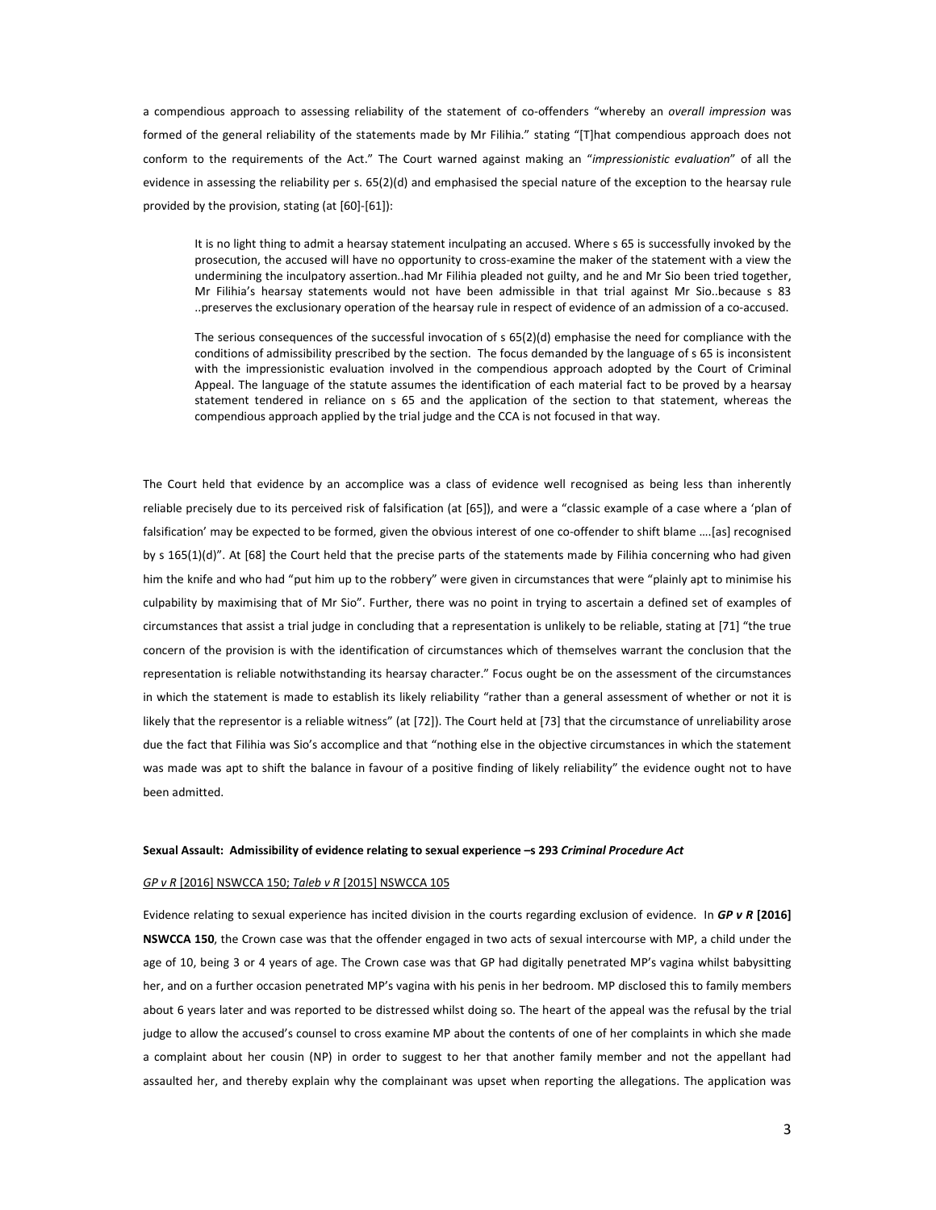a compendious approach to assessing reliability of the statement of co-offenders "whereby an *overall impression* was formed of the general reliability of the statements made by Mr Filihia." stating "[T]hat compendious approach does not conform to the requirements of the Act." The Court warned against making an "*impressionistic evaluation*" of all the evidence in assessing the reliability per s. 65(2)(d) and emphasised the special nature of the exception to the hearsay rule provided by the provision, stating (at [60]-[61]):

> It is no light thing to admit a hearsay statement inculpating an accused. Where s 65 is successfully invoked by the prosecution, the accused will have no opportunity to cross-examine the maker of the statement with a view the undermining the inculpatory assertion..had Mr Filihia pleaded not guilty, and he and Mr Sio been tried together, Mr Filihia's hearsay statements would not have been admissible in that trial against Mr Sio..because s 83 ..preserves the exclusionary operation of the hearsay rule in respect of evidence of an admission of a co-accused.
>
> The serious consequences of the successful invocation of s 65(2)(d) emphasise the need for compliance with the conditions of admissibility prescribed by the section. The focus demanded by the language of s 65 is inconsistent with the impressionistic evaluation involved in the compendious approach adopted by the Court of Criminal Appeal. The language of the statute assumes the identification of each material fact to be proved by a hearsay statement tendered in reliance on s 65 and the application of the section to that statement, whereas the compendious approach applied by the trial judge and the CCA is not focused in that way.

The Court held that evidence by an accomplice was a class of evidence well recognised as being less than inherently reliable precisely due to its perceived risk of falsification (at [65]), and were a "classic example of a case where a 'plan of falsification' may be expected to be formed, given the obvious interest of one co-offender to shift blame ….[as] recognised by s 165(1)(d)". At [68] the Court held that the precise parts of the statements made by Filihia concerning who had given him the knife and who had "put him up to the robbery" were given in circumstances that were "plainly apt to minimise his culpability by maximising that of Mr Sio". Further, there was no point in trying to ascertain a defined set of examples of circumstances that assist a trial judge in concluding that a representation is unlikely to be reliable, stating at [71] "the true concern of the provision is with the identification of circumstances which of themselves warrant the conclusion that the representation is reliable notwithstanding its hearsay character." Focus ought be on the assessment of the circumstances in which the statement is made to establish its likely reliability "rather than a general assessment of whether or not it is likely that the representor is a reliable witness" (at [72]). The Court held at [73] that the circumstance of unreliability arose due the fact that Filihia was Sio's accomplice and that "nothing else in the objective circumstances in which the statement was made was apt to shift the balance in favour of a positive finding of likely reliability" the evidence ought not to have been admitted.

**Sexual Assault: Admissibility of evidence relating to sexual experience –s 293 *Criminal Procedure Act***

*GP v R* [2016] NSWCCA 150; *Taleb v R* [2015] NSWCCA 105

Evidence relating to sexual experience has incited division in the courts regarding exclusion of evidence. In ***GP v R* [2016] NSWCCA 150**, the Crown case was that the offender engaged in two acts of sexual intercourse with MP, a child under the age of 10, being 3 or 4 years of age. The Crown case was that GP had digitally penetrated MP's vagina whilst babysitting her, and on a further occasion penetrated MP's vagina with his penis in her bedroom. MP disclosed this to family members about 6 years later and was reported to be distressed whilst doing so. The heart of the appeal was the refusal by the trial judge to allow the accused's counsel to cross examine MP about the contents of one of her complaints in which she made a complaint about her cousin (NP) in order to suggest to her that another family member and not the appellant had assaulted her, and thereby explain why the complainant was upset when reporting the allegations. The application was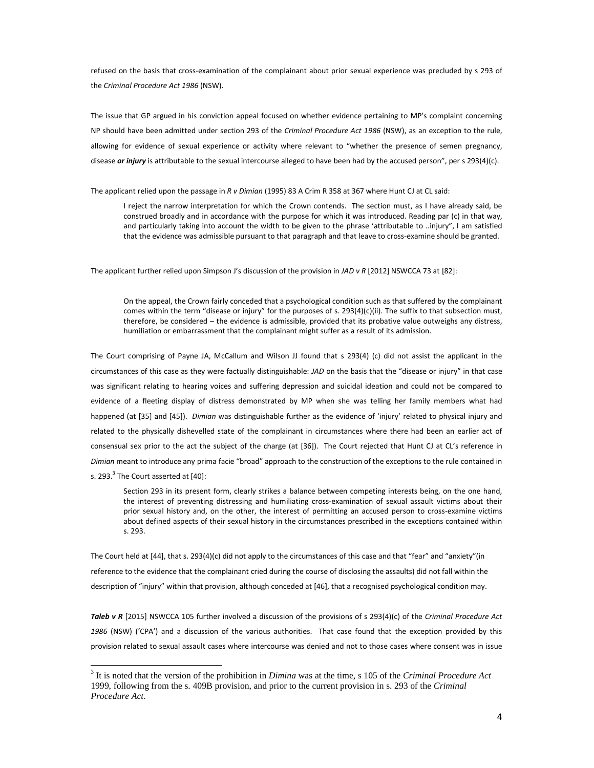refused on the basis that cross-examination of the complainant about prior sexual experience was precluded by s 293 of the *Criminal Procedure Act 1986* (NSW).

The issue that GP argued in his conviction appeal focused on whether evidence pertaining to MP's complaint concerning NP should have been admitted under section 293 of the *Criminal Procedure Act 1986* (NSW), as an exception to the rule, allowing for evidence of sexual experience or activity where relevant to "whether the presence of semen pregnancy, disease ***or injury*** is attributable to the sexual intercourse alleged to have been had by the accused person", per s 293(4)(c).

The applicant relied upon the passage in *R v Dimian* (1995) 83 A Crim R 358 at 367 where Hunt CJ at CL said:

> I reject the narrow interpretation for which the Crown contends. The section must, as I have already said, be construed broadly and in accordance with the purpose for which it was introduced. Reading par (c) in that way, and particularly taking into account the width to be given to the phrase 'attributable to ..injury", I am satisfied that the evidence was admissible pursuant to that paragraph and that leave to cross-examine should be granted.

The applicant further relied upon Simpson J's discussion of the provision in *JAD v R* [2012] NSWCCA 73 at [82]:

> On the appeal, the Crown fairly conceded that a psychological condition such as that suffered by the complainant comes within the term "disease or injury" for the purposes of s. 293(4)(c)(ii). The suffix to that subsection must, therefore, be considered – the evidence is admissible, provided that its probative value outweighs any distress, humiliation or embarrassment that the complainant might suffer as a result of its admission.

The Court comprising of Payne JA, McCallum and Wilson JJ found that s 293(4) (c) did not assist the applicant in the circumstances of this case as they were factually distinguishable: *JAD* on the basis that the "disease or injury" in that case was significant relating to hearing voices and suffering depression and suicidal ideation and could not be compared to evidence of a fleeting display of distress demonstrated by MP when she was telling her family members what had happened (at [35] and [45]). *Dimian* was distinguishable further as the evidence of 'injury' related to physical injury and related to the physically dishevelled state of the complainant in circumstances where there had been an earlier act of consensual sex prior to the act the subject of the charge (at [36]). The Court rejected that Hunt CJ at CL's reference in *Dimian* meant to introduce any prima facie "broad" approach to the construction of the exceptions to the rule contained in s. 293.[3] The Court asserted at [40]:

> Section 293 in its present form, clearly strikes a balance between competing interests being, on the one hand, the interest of preventing distressing and humiliating cross-examination of sexual assault victims about their prior sexual history and, on the other, the interest of permitting an accused person to cross-examine victims about defined aspects of their sexual history in the circumstances prescribed in the exceptions contained within s. 293.

The Court held at [44], that s. 293(4)(c) did not apply to the circumstances of this case and that "fear" and "anxiety"(in reference to the evidence that the complainant cried during the course of disclosing the assaults) did not fall within the description of "injury" within that provision, although conceded at [46], that a recognised psychological condition may.

***Taleb v R*** [2015] NSWCCA 105 further involved a discussion of the provisions of s 293(4)(c) of the *Criminal Procedure Act 1986* (NSW) ('CPA') and a discussion of the various authorities. That case found that the exception provided by this provision related to sexual assault cases where intercourse was denied and not to those cases where consent was in issue

---

[3] It is noted that the version of the prohibition in *Dimina* was at the time, s 105 of the *Criminal Procedure Act* 1999, following from the s. 409B provision, and prior to the current provision in s. 293 of the *Criminal Procedure Act*.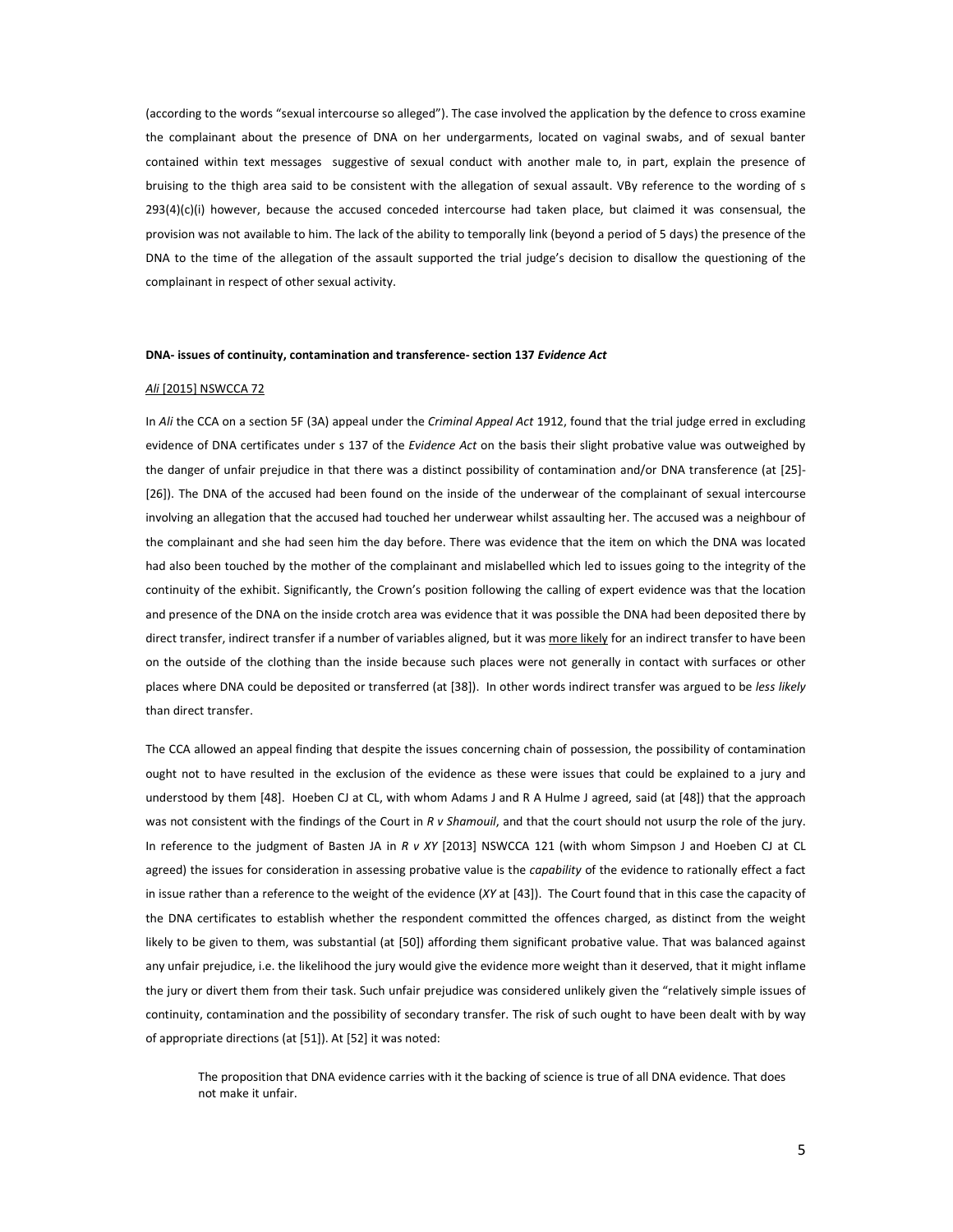(according to the words "sexual intercourse so alleged"). The case involved the application by the defence to cross examine the complainant about the presence of DNA on her undergarments, located on vaginal swabs, and of sexual banter contained within text messages suggestive of sexual conduct with another male to, in part, explain the presence of bruising to the thigh area said to be consistent with the allegation of sexual assault. VBy reference to the wording of s 293(4)(c)(i) however, because the accused conceded intercourse had taken place, but claimed it was consensual, the provision was not available to him. The lack of the ability to temporally link (beyond a period of 5 days) the presence of the DNA to the time of the allegation of the assault supported the trial judge's decision to disallow the questioning of the complainant in respect of other sexual activity.

**DNA- issues of continuity, contamination and transference- section 137 *Evidence Act***

*Ali* [2015] NSWCCA 72

In *Ali* the CCA on a section 5F (3A) appeal under the *Criminal Appeal Act* 1912, found that the trial judge erred in excluding evidence of DNA certificates under s 137 of the *Evidence Act* on the basis their slight probative value was outweighed by the danger of unfair prejudice in that there was a distinct possibility of contamination and/or DNA transference (at [25]-[26]). The DNA of the accused had been found on the inside of the underwear of the complainant of sexual intercourse involving an allegation that the accused had touched her underwear whilst assaulting her. The accused was a neighbour of the complainant and she had seen him the day before. There was evidence that the item on which the DNA was located had also been touched by the mother of the complainant and mislabelled which led to issues going to the integrity of the continuity of the exhibit. Significantly, the Crown's position following the calling of expert evidence was that the location and presence of the DNA on the inside crotch area was evidence that it was possible the DNA had been deposited there by direct transfer, indirect transfer if a number of variables aligned, but it was more likely for an indirect transfer to have been on the outside of the clothing than the inside because such places were not generally in contact with surfaces or other places where DNA could be deposited or transferred (at [38]). In other words indirect transfer was argued to be *less likely* than direct transfer.

The CCA allowed an appeal finding that despite the issues concerning chain of possession, the possibility of contamination ought not to have resulted in the exclusion of the evidence as these were issues that could be explained to a jury and understood by them [48]. Hoeben CJ at CL, with whom Adams J and R A Hulme J agreed, said (at [48]) that the approach was not consistent with the findings of the Court in *R v Shamouil*, and that the court should not usurp the role of the jury. In reference to the judgment of Basten JA in *R v XY* [2013] NSWCCA 121 (with whom Simpson J and Hoeben CJ at CL agreed) the issues for consideration in assessing probative value is the *capability* of the evidence to rationally effect a fact in issue rather than a reference to the weight of the evidence (*XY* at [43]). The Court found that in this case the capacity of the DNA certificates to establish whether the respondent committed the offences charged, as distinct from the weight likely to be given to them, was substantial (at [50]) affording them significant probative value. That was balanced against any unfair prejudice, i.e. the likelihood the jury would give the evidence more weight than it deserved, that it might inflame the jury or divert them from their task. Such unfair prejudice was considered unlikely given the "relatively simple issues of continuity, contamination and the possibility of secondary transfer. The risk of such ought to have been dealt with by way of appropriate directions (at [51]). At [52] it was noted:

> The proposition that DNA evidence carries with it the backing of science is true of all DNA evidence. That does not make it unfair.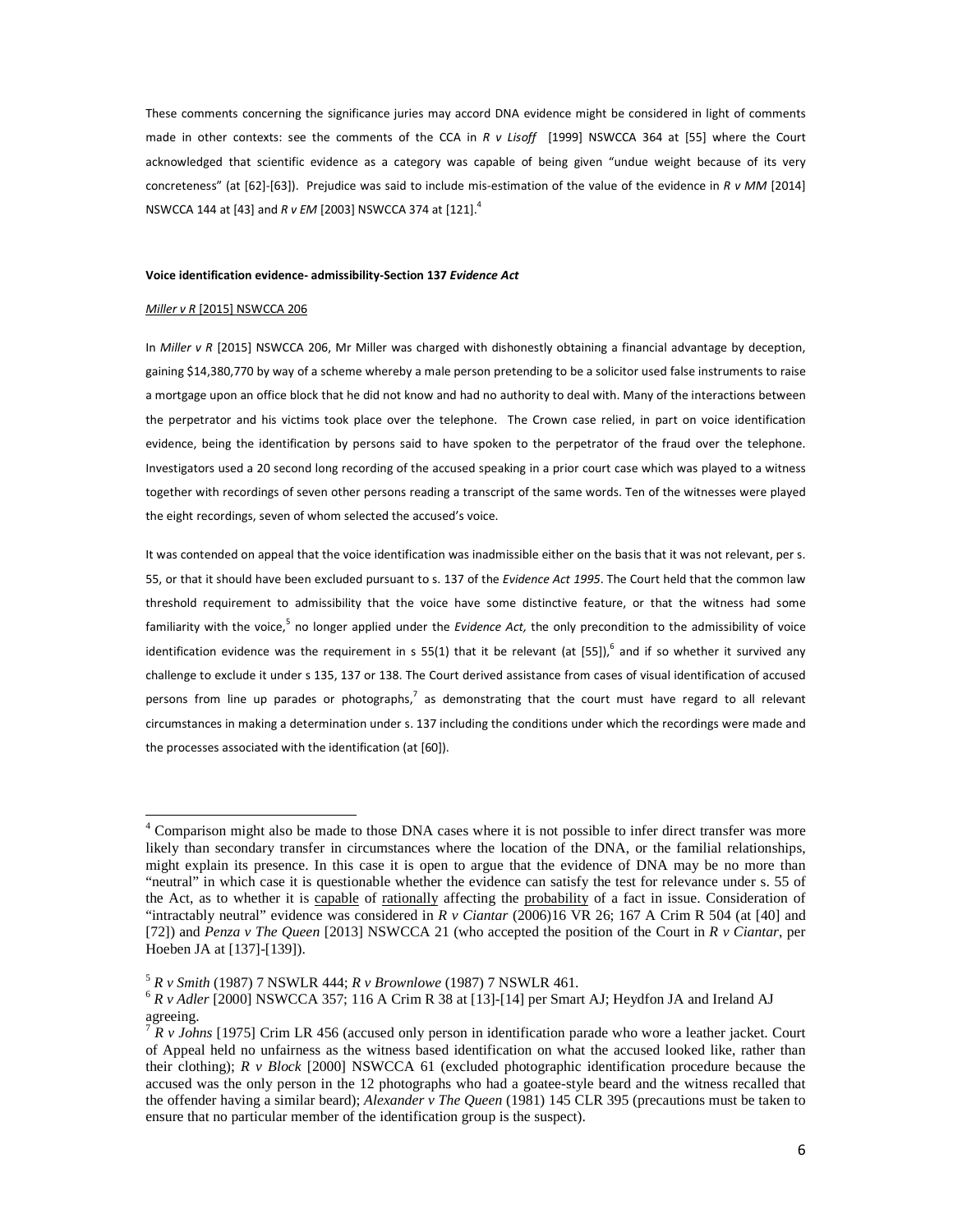These comments concerning the significance juries may accord DNA evidence might be considered in light of comments made in other contexts: see the comments of the CCA in *R v Lisoff* [1999] NSWCCA 364 at [55] where the Court acknowledged that scientific evidence as a category was capable of being given "undue weight because of its very concreteness" (at [62]-[63]). Prejudice was said to include mis-estimation of the value of the evidence in *R v MM* [2014] NSWCCA 144 at [43] and *R v EM* [2003] NSWCCA 374 at [121].[4]

**Voice identification evidence- admissibility-Section 137 *Evidence Act***

*Miller v R* [2015] NSWCCA 206

In *Miller v R* [2015] NSWCCA 206, Mr Miller was charged with dishonestly obtaining a financial advantage by deception, gaining $14,380,770 by way of a scheme whereby a male person pretending to be a solicitor used false instruments to raise a mortgage upon an office block that he did not know and had no authority to deal with. Many of the interactions between the perpetrator and his victims took place over the telephone. The Crown case relied, in part on voice identification evidence, being the identification by persons said to have spoken to the perpetrator of the fraud over the telephone. Investigators used a 20 second long recording of the accused speaking in a prior court case which was played to a witness together with recordings of seven other persons reading a transcript of the same words. Ten of the witnesses were played the eight recordings, seven of whom selected the accused's voice.

It was contended on appeal that the voice identification was inadmissible either on the basis that it was not relevant, per s. 55, or that it should have been excluded pursuant to s. 137 of the *Evidence Act 1995*. The Court held that the common law threshold requirement to admissibility that the voice have some distinctive feature, or that the witness had some familiarity with the voice,[5] no longer applied under the *Evidence Act,* the only precondition to the admissibility of voice identification evidence was the requirement in s 55(1) that it be relevant (at [55]),[6] and if so whether it survived any challenge to exclude it under s 135, 137 or 138. The Court derived assistance from cases of visual identification of accused persons from line up parades or photographs,[7] as demonstrating that the court must have regard to all relevant circumstances in making a determination under s. 137 including the conditions under which the recordings were made and the processes associated with the identification (at [60]).

---

[4] Comparison might also be made to those DNA cases where it is not possible to infer direct transfer was more likely than secondary transfer in circumstances where the location of the DNA, or the familial relationships, might explain its presence. In this case it is open to argue that the evidence of DNA may be no more than "neutral" in which case it is questionable whether the evidence can satisfy the test for relevance under s. 55 of the Act, as to whether it is <u>capable</u> of <u>rationally</u> affecting the <u>probability</u> of a fact in issue. Consideration of "intractably neutral" evidence was considered in *R v Ciantar* (2006)16 VR 26; 167 A Crim R 504 (at [40] and [72]) and *Penza v The Queen* [2013] NSWCCA 21 (who accepted the position of the Court in *R v Ciantar*, per Hoeben JA at [137]-[139]).

[5] *R v Smith* (1987) 7 NSWLR 444; *R v Brownlowe* (1987) 7 NSWLR 461.

[6] *R v Adler* [2000] NSWCCA 357; 116 A Crim R 38 at [13]-[14] per Smart AJ; Heydfon JA and Ireland AJ agreeing.

[7] *R v Johns* [1975] Crim LR 456 (accused only person in identification parade who wore a leather jacket. Court of Appeal held no unfairness as the witness based identification on what the accused looked like, rather than their clothing); *R v Block* [2000] NSWCCA 61 (excluded photographic identification procedure because the accused was the only person in the 12 photographs who had a goatee-style beard and the witness recalled that the offender having a similar beard); *Alexander v The Queen* (1981) 145 CLR 395 (precautions must be taken to ensure that no particular member of the identification group is the suspect).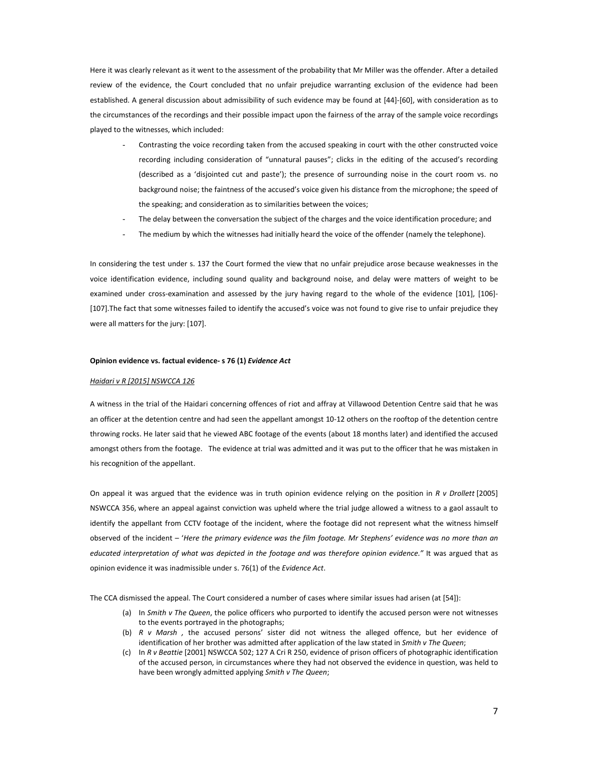Here it was clearly relevant as it went to the assessment of the probability that Mr Miller was the offender. After a detailed review of the evidence, the Court concluded that no unfair prejudice warranting exclusion of the evidence had been established. A general discussion about admissibility of such evidence may be found at [44]-[60], with consideration as to the circumstances of the recordings and their possible impact upon the fairness of the array of the sample voice recordings played to the witnesses, which included:

- Contrasting the voice recording taken from the accused speaking in court with the other constructed voice recording including consideration of "unnatural pauses"; clicks in the editing of the accused's recording (described as a 'disjointed cut and paste'); the presence of surrounding noise in the court room vs. no background noise; the faintness of the accused's voice given his distance from the microphone; the speed of the speaking; and consideration as to similarities between the voices;
- The delay between the conversation the subject of the charges and the voice identification procedure; and
- The medium by which the witnesses had initially heard the voice of the offender (namely the telephone).

In considering the test under s. 137 the Court formed the view that no unfair prejudice arose because weaknesses in the voice identification evidence, including sound quality and background noise, and delay were matters of weight to be examined under cross-examination and assessed by the jury having regard to the whole of the evidence [101], [106]-[107].The fact that some witnesses failed to identify the accused's voice was not found to give rise to unfair prejudice they were all matters for the jury: [107].

**Opinion evidence vs. factual evidence- s 76 (1) *Evidence Act***

***Haidari v R [2015] NSWCCA 126***

A witness in the trial of the Haidari concerning offences of riot and affray at Villawood Detention Centre said that he was an officer at the detention centre and had seen the appellant amongst 10-12 others on the rooftop of the detention centre throwing rocks. He later said that he viewed ABC footage of the events (about 18 months later) and identified the accused amongst others from the footage. The evidence at trial was admitted and it was put to the officer that he was mistaken in his recognition of the appellant.

On appeal it was argued that the evidence was in truth opinion evidence relying on the position in *R v Drollett* [2005] NSWCCA 356, where an appeal against conviction was upheld where the trial judge allowed a witness to a gaol assault to identify the appellant from CCTV footage of the incident, where the footage did not represent what the witness himself observed of the incident – '*Here the primary evidence was the film footage. Mr Stephens' evidence was no more than an educated interpretation of what was depicted in the footage and was therefore opinion evidence."* It was argued that as opinion evidence it was inadmissible under s. 76(1) of the *Evidence Act*.

The CCA dismissed the appeal. The Court considered a number of cases where similar issues had arisen (at [54]):

(a) In *Smith v The Queen*, the police officers who purported to identify the accused person were not witnesses to the events portrayed in the photographs;

(b) *R v Marsh* , the accused persons' sister did not witness the alleged offence, but her evidence of identification of her brother was admitted after application of the law stated in *Smith v The Queen*;

(c) In *R v Beattie* [2001] NSWCCA 502; 127 A Cri R 250, evidence of prison officers of photographic identification of the accused person, in circumstances where they had not observed the evidence in question, was held to have been wrongly admitted applying *Smith v The Queen*;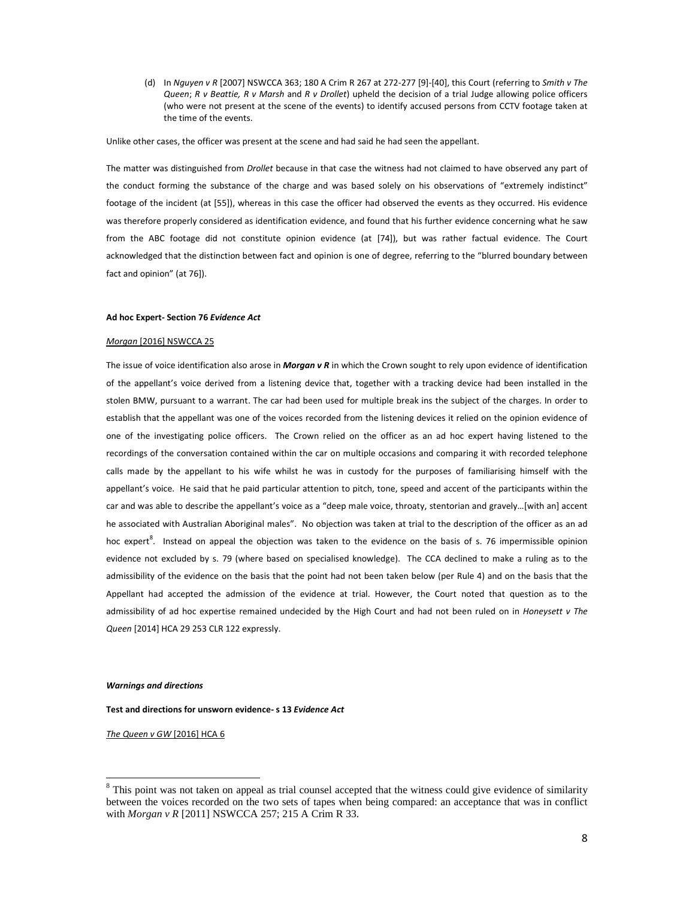(d) In *Nguyen v R* [2007] NSWCCA 363; 180 A Crim R 267 at 272-277 [9]-[40], this Court (referring to *Smith v The Queen*; *R v Beattie, R v Marsh* and *R v Drollet*) upheld the decision of a trial Judge allowing police officers (who were not present at the scene of the events) to identify accused persons from CCTV footage taken at the time of the events.

Unlike other cases, the officer was present at the scene and had said he had seen the appellant.

The matter was distinguished from *Drollet* because in that case the witness had not claimed to have observed any part of the conduct forming the substance of the charge and was based solely on his observations of "extremely indistinct" footage of the incident (at [55]), whereas in this case the officer had observed the events as they occurred. His evidence was therefore properly considered as identification evidence, and found that his further evidence concerning what he saw from the ABC footage did not constitute opinion evidence (at [74]), but was rather factual evidence. The Court acknowledged that the distinction between fact and opinion is one of degree, referring to the "blurred boundary between fact and opinion" (at 76]).

**Ad hoc Expert- Section 76 *Evidence Act***

*Morgan* [2016] NSWCCA 25

The issue of voice identification also arose in ***Morgan v R*** in which the Crown sought to rely upon evidence of identification of the appellant's voice derived from a listening device that, together with a tracking device had been installed in the stolen BMW, pursuant to a warrant. The car had been used for multiple break ins the subject of the charges. In order to establish that the appellant was one of the voices recorded from the listening devices it relied on the opinion evidence of one of the investigating police officers. The Crown relied on the officer as an ad hoc expert having listened to the recordings of the conversation contained within the car on multiple occasions and comparing it with recorded telephone calls made by the appellant to his wife whilst he was in custody for the purposes of familiarising himself with the appellant's voice. He said that he paid particular attention to pitch, tone, speed and accent of the participants within the car and was able to describe the appellant's voice as a "deep male voice, throaty, stentorian and gravely…[with an] accent he associated with Australian Aboriginal males". No objection was taken at trial to the description of the officer as an ad hoc expert[8]. Instead on appeal the objection was taken to the evidence on the basis of s. 76 impermissible opinion evidence not excluded by s. 79 (where based on specialised knowledge). The CCA declined to make a ruling as to the admissibility of the evidence on the basis that the point had not been taken below (per Rule 4) and on the basis that the Appellant had accepted the admission of the evidence at trial. However, the Court noted that question as to the admissibility of ad hoc expertise remained undecided by the High Court and had not been ruled on in *Honeysett v The Queen* [2014] HCA 29 253 CLR 122 expressly.

***Warnings and directions***

**Test and directions for unsworn evidence- s 13 *Evidence Act***

*The Queen v GW* [2016] HCA 6

[8] This point was not taken on appeal as trial counsel accepted that the witness could give evidence of similarity between the voices recorded on the two sets of tapes when being compared: an acceptance that was in conflict with *Morgan v R* [2011] NSWCCA 257; 215 A Crim R 33.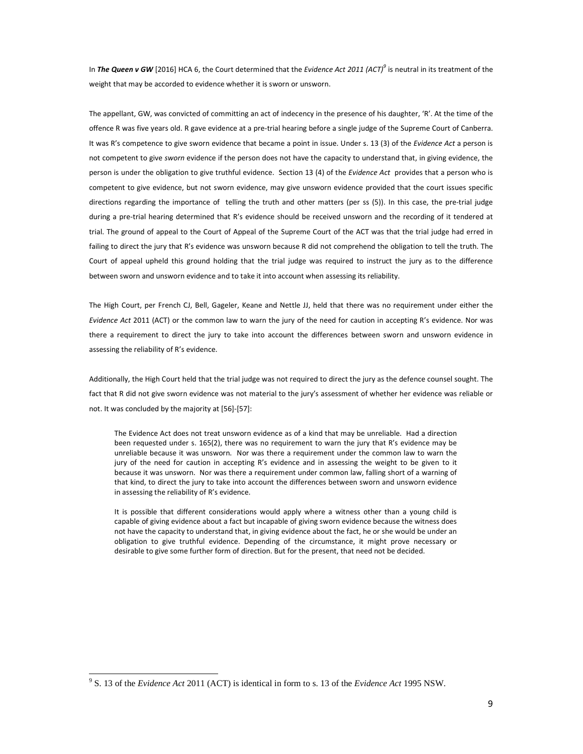In ***The Queen v GW*** [2016] HCA 6, the Court determined that the *Evidence Act 2011 (ACT)*[9] is neutral in its treatment of the weight that may be accorded to evidence whether it is sworn or unsworn.

The appellant, GW, was convicted of committing an act of indecency in the presence of his daughter, 'R'. At the time of the offence R was five years old. R gave evidence at a pre-trial hearing before a single judge of the Supreme Court of Canberra. It was R's competence to give sworn evidence that became a point in issue. Under s. 13 (3) of the *Evidence Act* a person is not competent to give *sworn* evidence if the person does not have the capacity to understand that, in giving evidence, the person is under the obligation to give truthful evidence. Section 13 (4) of the *Evidence Act* provides that a person who is competent to give evidence, but not sworn evidence, may give unsworn evidence provided that the court issues specific directions regarding the importance of telling the truth and other matters (per ss (5)). In this case, the pre-trial judge during a pre-trial hearing determined that R's evidence should be received unsworn and the recording of it tendered at trial. The ground of appeal to the Court of Appeal of the Supreme Court of the ACT was that the trial judge had erred in failing to direct the jury that R's evidence was unsworn because R did not comprehend the obligation to tell the truth. The Court of appeal upheld this ground holding that the trial judge was required to instruct the jury as to the difference between sworn and unsworn evidence and to take it into account when assessing its reliability.

The High Court, per French CJ, Bell, Gageler, Keane and Nettle JJ, held that there was no requirement under either the *Evidence Act* 2011 (ACT) or the common law to warn the jury of the need for caution in accepting R's evidence. Nor was there a requirement to direct the jury to take into account the differences between sworn and unsworn evidence in assessing the reliability of R's evidence.

Additionally, the High Court held that the trial judge was not required to direct the jury as the defence counsel sought. The fact that R did not give sworn evidence was not material to the jury's assessment of whether her evidence was reliable or not. It was concluded by the majority at [56]-[57]:

> The Evidence Act does not treat unsworn evidence as of a kind that may be unreliable. Had a direction been requested under s. 165(2), there was no requirement to warn the jury that R's evidence may be unreliable because it was unsworn. Nor was there a requirement under the common law to warn the jury of the need for caution in accepting R's evidence and in assessing the weight to be given to it because it was unsworn. Nor was there a requirement under common law, falling short of a warning of that kind, to direct the jury to take into account the differences between sworn and unsworn evidence in assessing the reliability of R's evidence.
>
> It is possible that different considerations would apply where a witness other than a young child is capable of giving evidence about a fact but incapable of giving sworn evidence because the witness does not have the capacity to understand that, in giving evidence about the fact, he or she would be under an obligation to give truthful evidence. Depending of the circumstance, it might prove necessary or desirable to give some further form of direction. But for the present, that need not be decided.

---

[9] S. 13 of the *Evidence Act* 2011 (ACT) is identical in form to s. 13 of the *Evidence Act* 1995 NSW.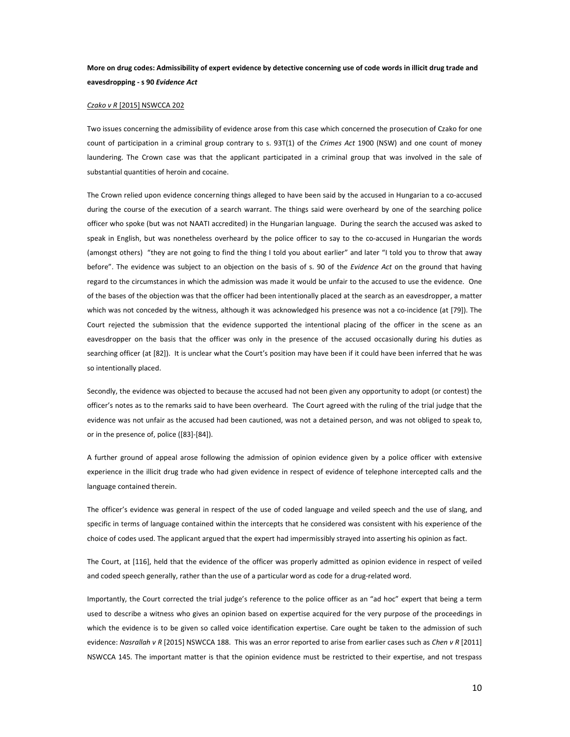**More on drug codes: Admissibility of expert evidence by detective concerning use of code words in illicit drug trade and eavesdropping - s 90 *Evidence Act***

*Czako v R* [2015] NSWCCA 202

Two issues concerning the admissibility of evidence arose from this case which concerned the prosecution of Czako for one count of participation in a criminal group contrary to s. 93T(1) of the *Crimes Act* 1900 (NSW) and one count of money laundering. The Crown case was that the applicant participated in a criminal group that was involved in the sale of substantial quantities of heroin and cocaine.

The Crown relied upon evidence concerning things alleged to have been said by the accused in Hungarian to a co-accused during the course of the execution of a search warrant. The things said were overheard by one of the searching police officer who spoke (but was not NAATI accredited) in the Hungarian language. During the search the accused was asked to speak in English, but was nonetheless overheard by the police officer to say to the co-accused in Hungarian the words (amongst others) "they are not going to find the thing I told you about earlier" and later "I told you to throw that away before". The evidence was subject to an objection on the basis of s. 90 of the *Evidence Act* on the ground that having regard to the circumstances in which the admission was made it would be unfair to the accused to use the evidence. One of the bases of the objection was that the officer had been intentionally placed at the search as an eavesdropper, a matter which was not conceded by the witness, although it was acknowledged his presence was not a co-incidence (at [79]). The Court rejected the submission that the evidence supported the intentional placing of the officer in the scene as an eavesdropper on the basis that the officer was only in the presence of the accused occasionally during his duties as searching officer (at [82]). It is unclear what the Court's position may have been if it could have been inferred that he was so intentionally placed.

Secondly, the evidence was objected to because the accused had not been given any opportunity to adopt (or contest) the officer's notes as to the remarks said to have been overheard. The Court agreed with the ruling of the trial judge that the evidence was not unfair as the accused had been cautioned, was not a detained person, and was not obliged to speak to, or in the presence of, police ([83]-[84]).

A further ground of appeal arose following the admission of opinion evidence given by a police officer with extensive experience in the illicit drug trade who had given evidence in respect of evidence of telephone intercepted calls and the language contained therein.

The officer's evidence was general in respect of the use of coded language and veiled speech and the use of slang, and specific in terms of language contained within the intercepts that he considered was consistent with his experience of the choice of codes used. The applicant argued that the expert had impermissibly strayed into asserting his opinion as fact.

The Court, at [116], held that the evidence of the officer was properly admitted as opinion evidence in respect of veiled and coded speech generally, rather than the use of a particular word as code for a drug-related word.

Importantly, the Court corrected the trial judge's reference to the police officer as an "ad hoc" expert that being a term used to describe a witness who gives an opinion based on expertise acquired for the very purpose of the proceedings in which the evidence is to be given so called voice identification expertise. Care ought be taken to the admission of such evidence: *Nasrallah v R* [2015] NSWCCA 188. This was an error reported to arise from earlier cases such as *Chen v R* [2011] NSWCCA 145. The important matter is that the opinion evidence must be restricted to their expertise, and not trespass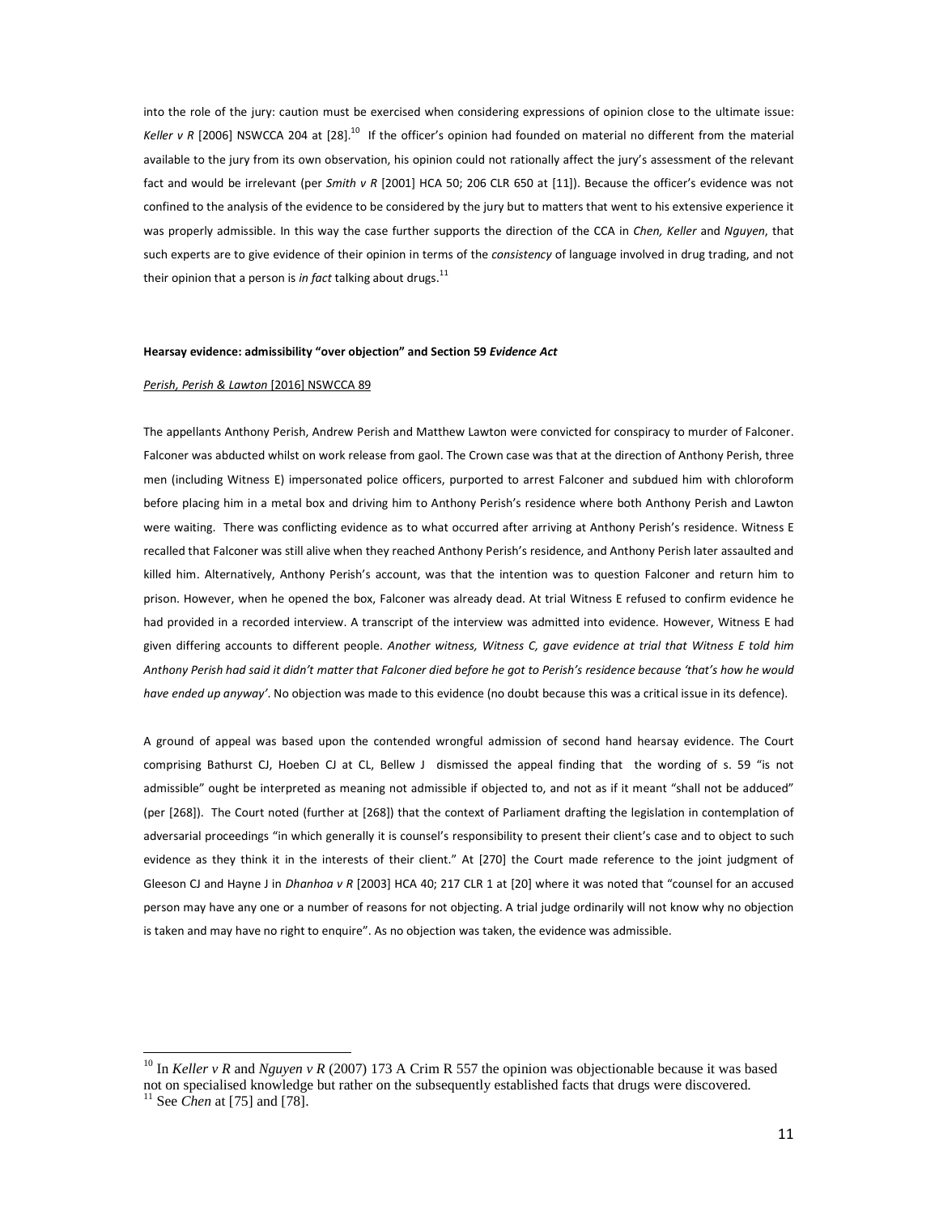into the role of the jury: caution must be exercised when considering expressions of opinion close to the ultimate issue: *Keller v R* [2006] NSWCCA 204 at [28].[10] If the officer's opinion had founded on material no different from the material available to the jury from its own observation, his opinion could not rationally affect the jury's assessment of the relevant fact and would be irrelevant (per *Smith v R* [2001] HCA 50; 206 CLR 650 at [11]). Because the officer's evidence was not confined to the analysis of the evidence to be considered by the jury but to matters that went to his extensive experience it was properly admissible. In this way the case further supports the direction of the CCA in *Chen, Keller* and *Nguyen*, that such experts are to give evidence of their opinion in terms of the *consistency* of language involved in drug trading, and not their opinion that a person is *in fact* talking about drugs.[11]

**Hearsay evidence: admissibility "over objection" and Section 59 *Evidence Act***

*Perish, Perish & Lawton* [2016] NSWCCA 89

The appellants Anthony Perish, Andrew Perish and Matthew Lawton were convicted for conspiracy to murder of Falconer. Falconer was abducted whilst on work release from gaol. The Crown case was that at the direction of Anthony Perish, three men (including Witness E) impersonated police officers, purported to arrest Falconer and subdued him with chloroform before placing him in a metal box and driving him to Anthony Perish's residence where both Anthony Perish and Lawton were waiting. There was conflicting evidence as to what occurred after arriving at Anthony Perish's residence. Witness E recalled that Falconer was still alive when they reached Anthony Perish's residence, and Anthony Perish later assaulted and killed him. Alternatively, Anthony Perish's account, was that the intention was to question Falconer and return him to prison. However, when he opened the box, Falconer was already dead. At trial Witness E refused to confirm evidence he had provided in a recorded interview. A transcript of the interview was admitted into evidence. However, Witness E had given differing accounts to different people. *Another witness, Witness C, gave evidence at trial that Witness E told him Anthony Perish had said it didn't matter that Falconer died before he got to Perish's residence because 'that's how he would have ended up anyway'*. No objection was made to this evidence (no doubt because this was a critical issue in its defence).

A ground of appeal was based upon the contended wrongful admission of second hand hearsay evidence. The Court comprising Bathurst CJ, Hoeben CJ at CL, Bellew J dismissed the appeal finding that the wording of s. 59 "is not admissible" ought be interpreted as meaning not admissible if objected to, and not as if it meant "shall not be adduced" (per [268]). The Court noted (further at [268]) that the context of Parliament drafting the legislation in contemplation of adversarial proceedings "in which generally it is counsel's responsibility to present their client's case and to object to such evidence as they think it in the interests of their client." At [270] the Court made reference to the joint judgment of Gleeson CJ and Hayne J in *Dhanhoa v R* [2003] HCA 40; 217 CLR 1 at [20] where it was noted that "counsel for an accused person may have any one or a number of reasons for not objecting. A trial judge ordinarily will not know why no objection is taken and may have no right to enquire". As no objection was taken, the evidence was admissible.

---

[10] In *Keller v R* and *Nguyen v R* (2007) 173 A Crim R 557 the opinion was objectionable because it was based not on specialised knowledge but rather on the subsequently established facts that drugs were discovered.

[11] See *Chen* at [75] and [78].